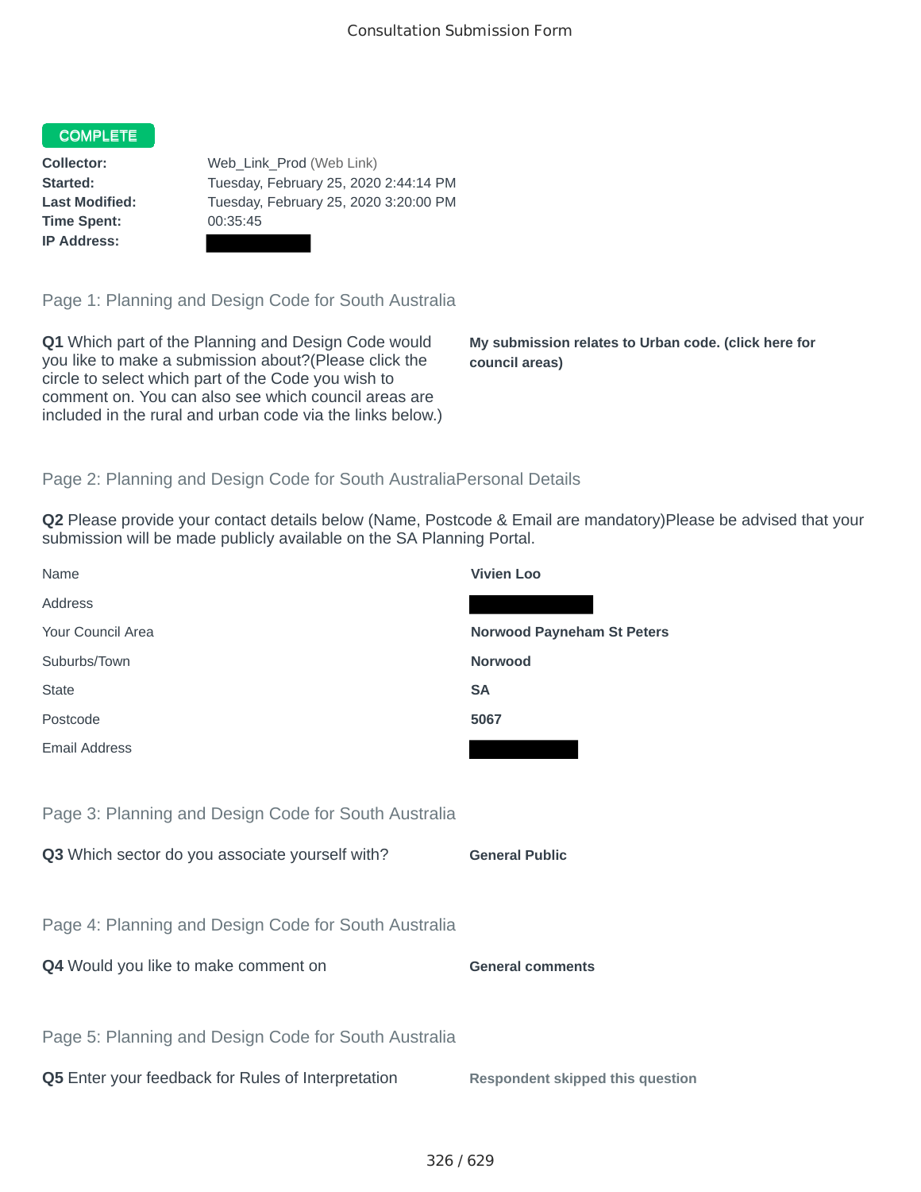Consultation Submission Form

**COMPLETE**

| | |
|---|---|
| **Collector:** | Web_Link_Prod (Web Link) |
| **Started:** | Tuesday, February 25, 2020 2:44:14 PM |
| **Last Modified:** | Tuesday, February 25, 2020 3:20:00 PM |
| **Time Spent:** | 00:35:45 |
| **IP Address:** | |

## Page 1: Planning and Design Code for South Australia

**Q1** Which part of the Planning and Design Code would you like to make a submission about?(Please click the circle to select which part of the Code you wish to comment on. You can also see which council areas are included in the rural and urban code via the links below.)

**My submission relates to Urban code. (click here for council areas)**

## Page 2: Planning and Design Code for South AustraliaPersonal Details

**Q2** Please provide your contact details below (Name, Postcode & Email are mandatory)Please be advised that your submission will be made publicly available on the SA Planning Portal.

| | |
|---|---|
| Name | **Vivien Loo** |
| Address | |
| Your Council Area | **Norwood Payneham St Peters** |
| Suburbs/Town | **Norwood** |
| State | **SA** |
| Postcode | **5067** |
| Email Address | |

## Page 3: Planning and Design Code for South Australia

**Q3** Which sector do you associate yourself with?

**General Public**

## Page 4: Planning and Design Code for South Australia

**Q4** Would you like to make comment on

**General comments**

## Page 5: Planning and Design Code for South Australia

**Q5** Enter your feedback for Rules of Interpretation

**Respondent skipped this question**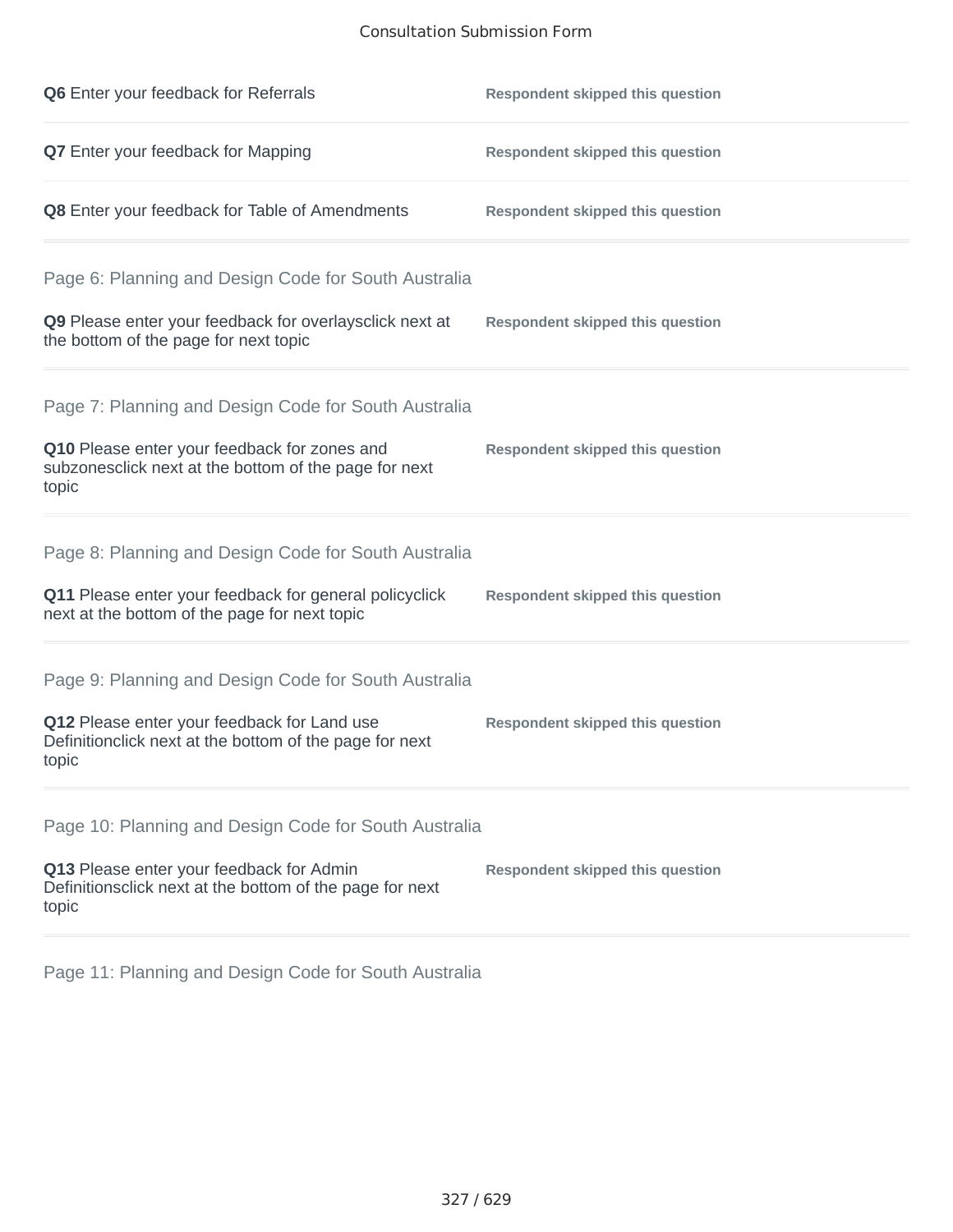| | |
|---|---|
| **Q6** Enter your feedback for Referrals | **Respondent skipped this question** |
| **Q7** Enter your feedback for Mapping | **Respondent skipped this question** |
| **Q8** Enter your feedback for Table of Amendments | **Respondent skipped this question** |

## Page 6: Planning and Design Code for South Australia

| | |
|---|---|
| **Q9** Please enter your feedback for overlaysclick next at the bottom of the page for next topic | **Respondent skipped this question** |

## Page 7: Planning and Design Code for South Australia

| | |
|---|---|
| **Q10** Please enter your feedback for zones and subzonesclick next at the bottom of the page for next topic | **Respondent skipped this question** |

## Page 8: Planning and Design Code for South Australia

| | |
|---|---|
| **Q11** Please enter your feedback for general policyclick next at the bottom of the page for next topic | **Respondent skipped this question** |

## Page 9: Planning and Design Code for South Australia

| | |
|---|---|
| **Q12** Please enter your feedback for Land use Definitionclick next at the bottom of the page for next topic | **Respondent skipped this question** |

## Page 10: Planning and Design Code for South Australia

| | |
|---|---|
| **Q13** Please enter your feedback for Admin Definitionsclick next at the bottom of the page for next topic | **Respondent skipped this question** |

## Page 11: Planning and Design Code for South Australia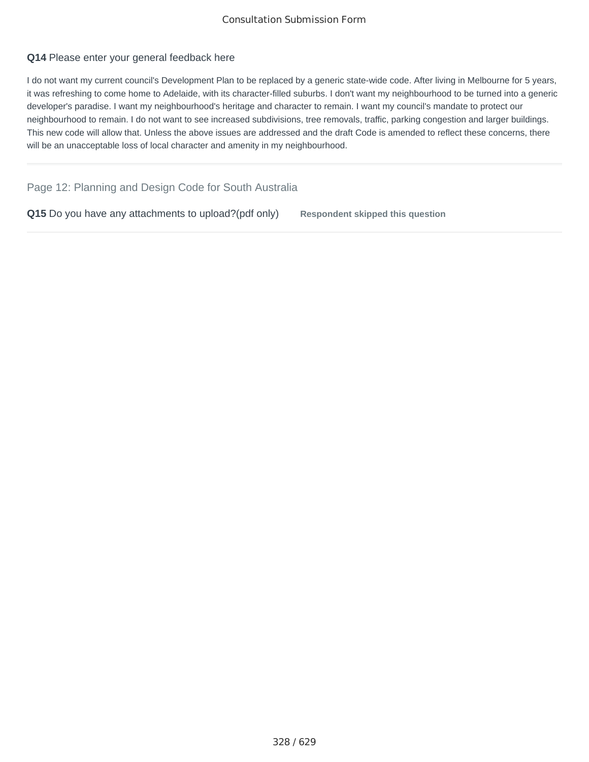**Q14** Please enter your general feedback here

I do not want my current council's Development Plan to be replaced by a generic state-wide code. After living in Melbourne for 5 years, it was refreshing to come home to Adelaide, with its character-filled suburbs. I don't want my neighbourhood to be turned into a generic developer's paradise. I want my neighbourhood's heritage and character to remain. I want my council's mandate to protect our neighbourhood to remain. I do not want to see increased subdivisions, tree removals, traffic, parking congestion and larger buildings. This new code will allow that. Unless the above issues are addressed and the draft Code is amended to reflect these concerns, there will be an unacceptable loss of local character and amenity in my neighbourhood.

## Page 12: Planning and Design Code for South Australia

**Q15** Do you have any attachments to upload?(pdf only) **Respondent skipped this question**